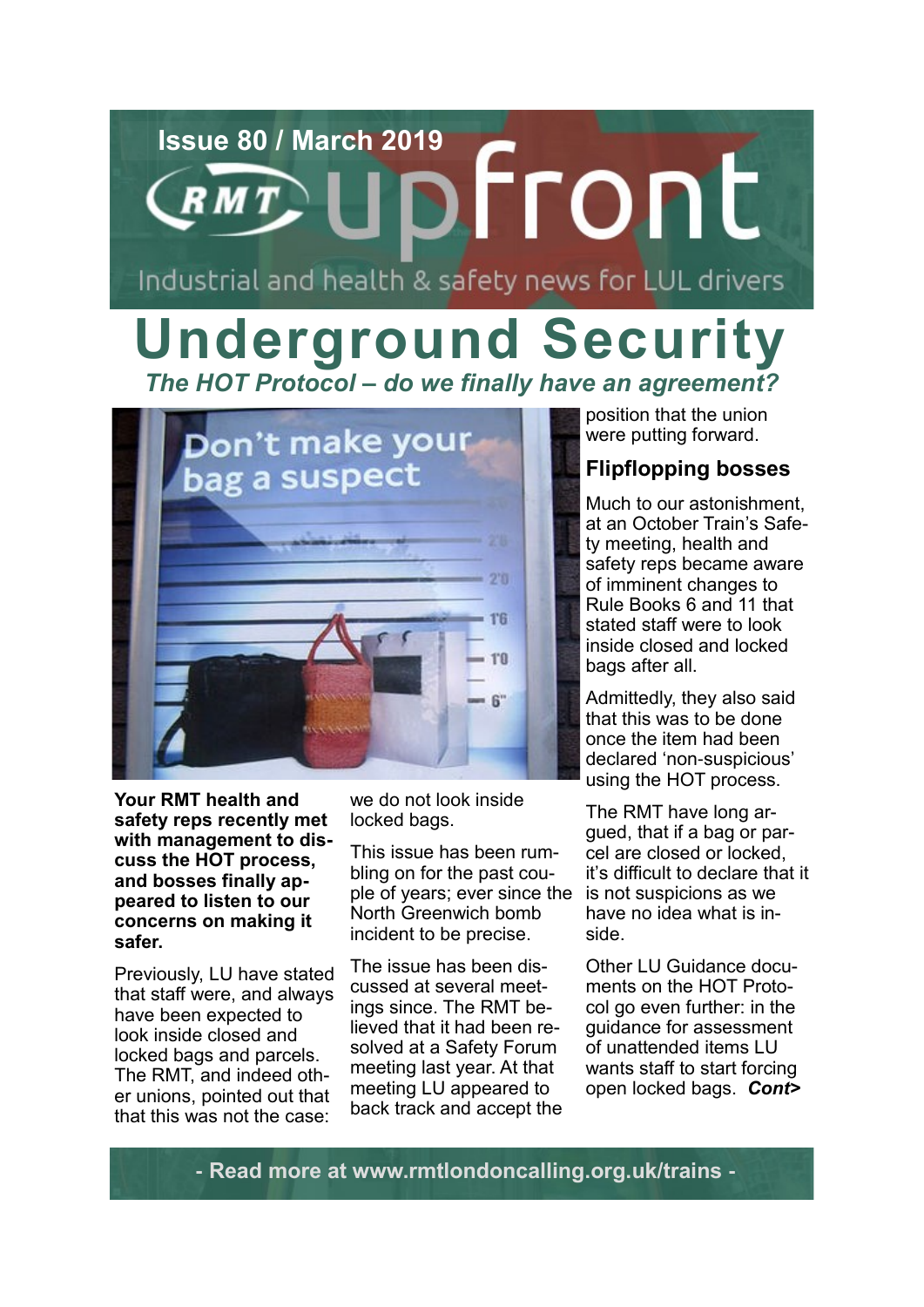Issue 80 / March 2019

# RMT upfront

Industrial and health & safety news for LUL drivers

# Underground Security

## *The HOT Protocol – do we finally have an agreement?*

**Your RMT health and safety reps recently met with management to discuss the HOT process, and bosses finally appeared to listen to our concerns on making it safer.**

Previously, LU have stated that staff were, and always have been expected to look inside closed and locked bags and parcels. The RMT, and indeed other unions, pointed out that that this was not the case: we do not look inside locked bags.

This issue has been rumbling on for the past couple of years; ever since the North Greenwich bomb incident to be precise.

The issue has been discussed at several meetings since. The RMT believed that it had been resolved at a Safety Forum meeting last year. At that meeting LU appeared to back track and accept the position that the union were putting forward.

### Flipflopping bosses

Much to our astonishment, at an October Train's Safety meeting, health and safety reps became aware of imminent changes to Rule Books 6 and 11 that stated staff were to look inside closed and locked bags after all.

Admittedly, they also said that this was to be done once the item had been declared 'non-suspicious' using the HOT process.

The RMT have long argued, that if a bag or parcel are closed or locked, it's difficult to declare that it is not suspicions as we have no idea what is inside.

Other LU Guidance documents on the HOT Protocol go even further: in the guidance for assessment of unattended items LU wants staff to start forcing open locked bags. ***Cont>***

- Read more at www.rmtlondoncalling.org.uk/trains -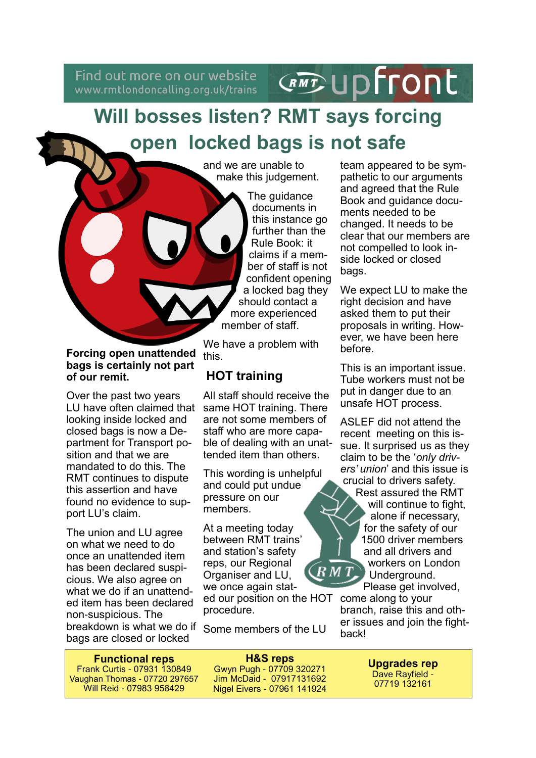Find out more on our website
www.rmtlondoncalling.org.uk/trains

RMT upfront

# Will bosses listen? RMT says forcing open locked bags is not safe

**Forcing open unattended bags is certainly not part of our remit.**

Over the past two years LU have often claimed that looking inside locked and closed bags is now a Department for Transport position and that we are mandated to do this. The RMT continues to dispute this assertion and have found no evidence to support LU's claim.

The union and LU agree on what we need to do once an unattended item has been declared suspicious. We also agree on what we do if an unattended item has been declared non-suspicious. The breakdown is what we do if bags are closed or locked and we are unable to make this judgement.

The guidance documents in this instance go further than the Rule Book: it claims if a member of staff is not confident opening a locked bag they should contact a more experienced member of staff.

We have a problem with this.

## HOT training

All staff should receive the same HOT training. There are not some members of staff who are more capable of dealing with an unattended item than others.

This wording is unhelpful and could put undue pressure on our members.

At a meeting today between RMT trains' and station's safety reps, our Regional Organiser and LU, we once again stated our position on the HOT procedure.

Some members of the LU team appeared to be sympathetic to our arguments and agreed that the Rule Book and guidance documents needed to be changed. It needs to be clear that our members are not compelled to look inside locked or closed bags.

We expect LU to make the right decision and have asked them to put their proposals in writing. However, we have been here before.

This is an important issue. Tube workers must not be put in danger due to an unsafe HOT process.

ASLEF did not attend the recent meeting on this issue. It surprised us as they claim to be the '*only drivers' union*' and this issue is crucial to drivers safety. Rest assured the RMT will continue to fight, alone if necessary, for the safety of our 1500 driver members and all drivers and workers on London Underground. Please get involved, come along to your branch, raise this and other issues and join the fightback!

**Functional reps**
Frank Curtis - 07931 130849
Vaughan Thomas - 07720 297657
Will Reid - 07983 958429

**H&S reps**
Gwyn Pugh - 07709 320271
Jim McDaid - 07917131692
Nigel Eivers - 07961 141924

**Upgrades rep**
Dave Rayfield - 07719 132161